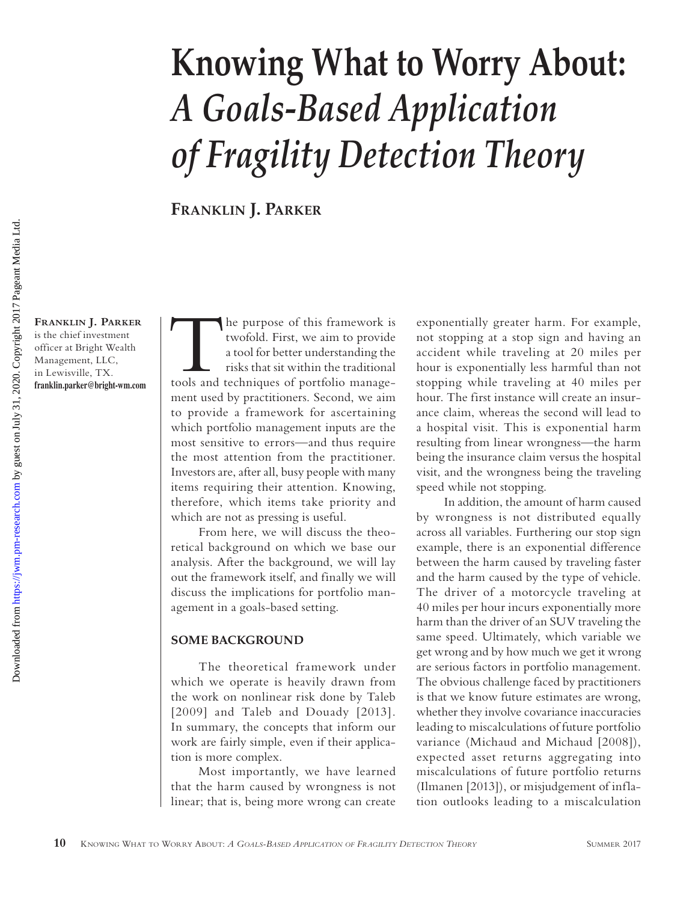# Knowing What to Worry About: *A Goals-Based Application of Fragility Detection Theory*

**Franklin J. Parker**

**Franklin J. Parker** is the chief investment officer at Bright Wealth Management, LLC, in Lewisville, TX. **franklin.parker@bright-wm.com**

The purpose of this framework is twofold. First, we aim to provide a tool for better understanding the risks that sit within the traditional tools and techniques of portfolio management used by practitioners. Second, we aim to provide a framework for ascertaining which portfolio management inputs are the most sensitive to errors—and thus require the most attention from the practitioner. Investors are, after all, busy people with many items requiring their attention. Knowing, therefore, which items take priority and which are not as pressing is useful.

From here, we will discuss the theoretical background on which we base our analysis. After the background, we will lay out the framework itself, and finally we will discuss the implications for portfolio management in a goals-based setting.

## SOME BACKGROUND

The theoretical framework under which we operate is heavily drawn from the work on nonlinear risk done by Taleb [2009] and Taleb and Douady [2013]. In summary, the concepts that inform our work are fairly simple, even if their application is more complex.

Most importantly, we have learned that the harm caused by wrongness is not linear; that is, being more wrong can create exponentially greater harm. For example, not stopping at a stop sign and having an accident while traveling at 20 miles per hour is exponentially less harmful than not stopping while traveling at 40 miles per hour. The first instance will create an insurance claim, whereas the second will lead to a hospital visit. This is exponential harm resulting from linear wrongness—the harm being the insurance claim versus the hospital visit, and the wrongness being the traveling speed while not stopping.

In addition, the amount of harm caused by wrongness is not distributed equally across all variables. Furthering our stop sign example, there is an exponential difference between the harm caused by traveling faster and the harm caused by the type of vehicle. The driver of a motorcycle traveling at 40 miles per hour incurs exponentially more harm than the driver of an SUV traveling the same speed. Ultimately, which variable we get wrong and by how much we get it wrong are serious factors in portfolio management. The obvious challenge faced by practitioners is that we know future estimates are wrong, whether they involve covariance inaccuracies leading to miscalculations of future portfolio variance (Michaud and Michaud [2008]), expected asset returns aggregating into miscalculations of future portfolio returns (Ilmanen [2013]), or misjudgement of inflation outlooks leading to a miscalculation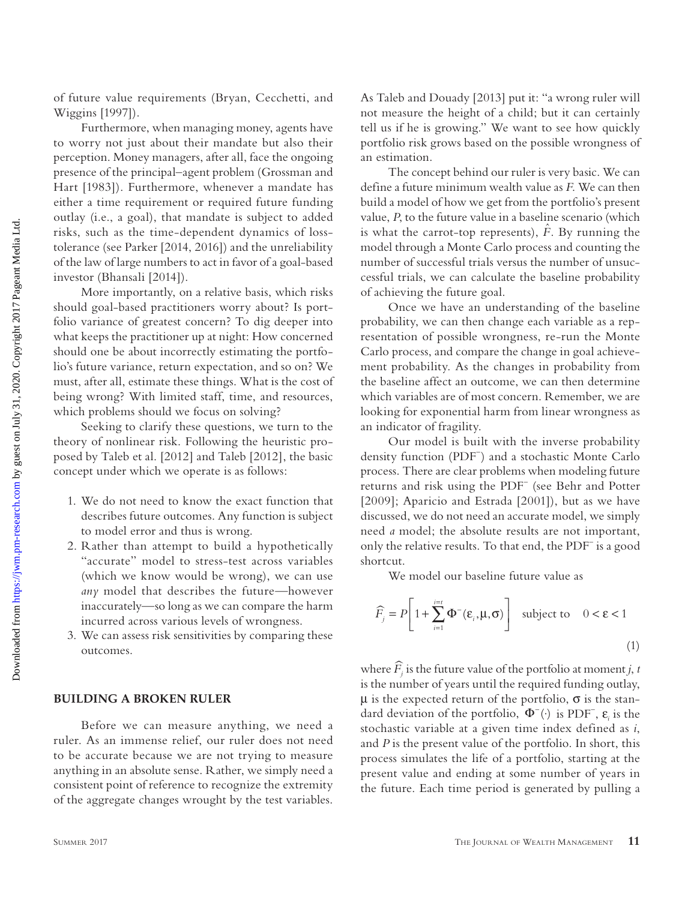of future value requirements (Bryan, Cecchetti, and Wiggins [1997]).

Furthermore, when managing money, agents have to worry not just about their mandate but also their perception. Money managers, after all, face the ongoing presence of the principal–agent problem (Grossman and Hart [1983]). Furthermore, whenever a mandate has either a time requirement or required future funding outlay (i.e., a goal), that mandate is subject to added risks, such as the time-dependent dynamics of loss-tolerance (see Parker [2014, 2016]) and the unreliability of the law of large numbers to act in favor of a goal-based investor (Bhansali [2014]).

More importantly, on a relative basis, which risks should goal-based practitioners worry about? Is portfolio variance of greatest concern? To dig deeper into what keeps the practitioner up at night: How concerned should one be about incorrectly estimating the portfolio's future variance, return expectation, and so on? We must, after all, estimate these things. What is the cost of being wrong? With limited staff, time, and resources, which problems should we focus on solving?

Seeking to clarify these questions, we turn to the theory of nonlinear risk. Following the heuristic proposed by Taleb et al. [2012] and Taleb [2012], the basic concept under which we operate is as follows:

1. We do not need to know the exact function that describes future outcomes. Any function is subject to model error and thus is wrong.
2. Rather than attempt to build a hypothetically "accurate" model to stress-test across variables (which we know would be wrong), we can use *any* model that describes the future—however inaccurately—so long as we can compare the harm incurred across various levels of wrongness.
3. We can assess risk sensitivities by comparing these outcomes.

## BUILDING A BROKEN RULER

Before we can measure anything, we need a ruler. As an immense relief, our ruler does not need to be accurate because we are not trying to measure anything in an absolute sense. Rather, we simply need a consistent point of reference to recognize the extremity of the aggregate changes wrought by the test variables. As Taleb and Douady [2013] put it: "a wrong ruler will not measure the height of a child; but it can certainly tell us if he is growing." We want to see how quickly portfolio risk grows based on the possible wrongness of an estimation.

The concept behind our ruler is very basic. We can define a future minimum wealth value as *F*. We can then build a model of how we get from the portfolio's present value, *P*, to the future value in a baseline scenario (which is what the carrot-top represents), $\hat{F}$. By running the model through a Monte Carlo process and counting the number of successful trials versus the number of unsuccessful trials, we can calculate the baseline probability of achieving the future goal.

Once we have an understanding of the baseline probability, we can then change each variable as a representation of possible wrongness, re-run the Monte Carlo process, and compare the change in goal achievement probability. As the changes in probability from the baseline affect an outcome, we can then determine which variables are of most concern. Remember, we are looking for exponential harm from linear wrongness as an indicator of fragility.

Our model is built with the inverse probability density function (PDF$^{-}$) and a stochastic Monte Carlo process. There are clear problems when modeling future returns and risk using the PDF$^{-}$ (see Behr and Potter [2009]; Aparicio and Estrada [2001]), but as we have discussed, we do not need an accurate model, we simply need *a* model; the absolute results are not important, only the relative results. To that end, the PDF$^{-}$ is a good shortcut.

We model our baseline future value as

$$\widehat{F}_j = P\left[1 + \sum_{i=1}^{i=t} \Phi^{-}(\varepsilon_i, \mu, \sigma)\right] \quad \text{subject to} \quad 0 < \varepsilon < 1 \tag{1}$$

where $\widehat{F}_j$ is the future value of the portfolio at moment *j*, *t* is the number of years until the required funding outlay, $\mu$ is the expected return of the portfolio, $\sigma$ is the standard deviation of the portfolio, $\Phi^{-}(\cdot)$ is PDF$^{-}$, $\varepsilon_i$ is the stochastic variable at a given time index defined as *i*, and *P* is the present value of the portfolio. In short, this process simulates the life of a portfolio, starting at the present value and ending at some number of years in the future. Each time period is generated by pulling a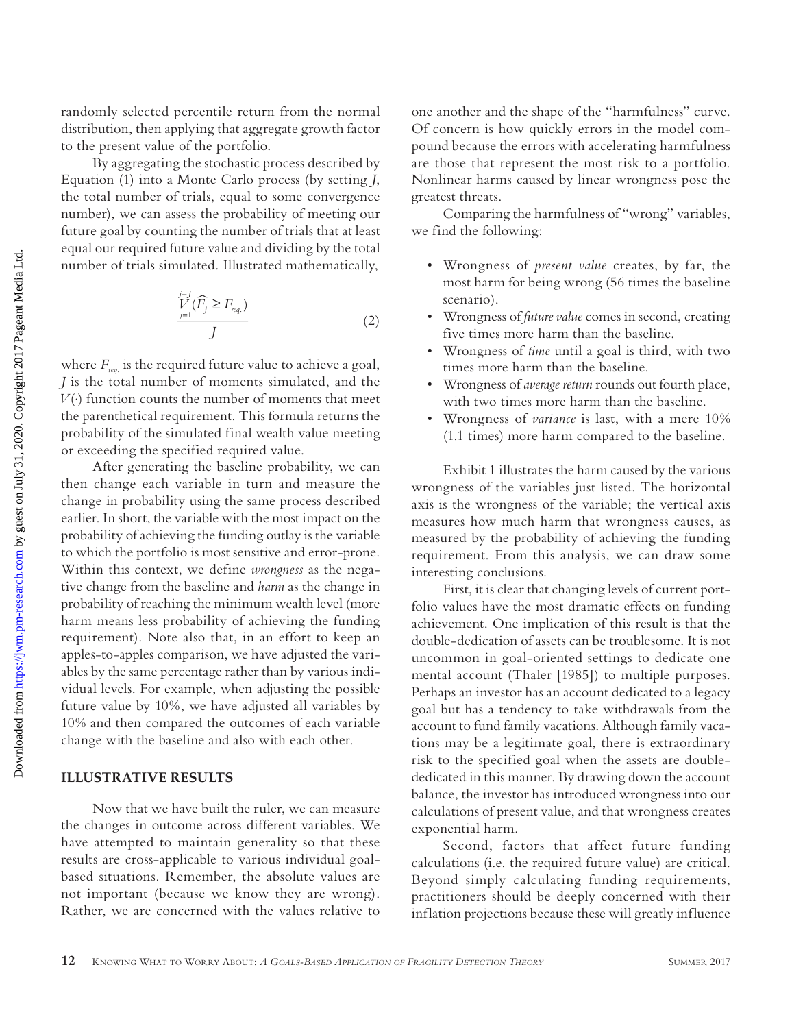randomly selected percentile return from the normal distribution, then applying that aggregate growth factor to the present value of the portfolio.

By aggregating the stochastic process described by Equation (1) into a Monte Carlo process (by setting $J$, the total number of trials, equal to some convergence number), we can assess the probability of meeting our future goal by counting the number of trials that at least equal our required future value and dividing by the total number of trials simulated. Illustrated mathematically,

$$\frac{\overset{j=J}{\underset{j=1}{V}}(\widehat{F}_j \geq F_{req.})}{J} \tag{2}$$

where $F_{req.}$ is the required future value to achieve a goal, $J$ is the total number of moments simulated, and the $V(\cdot)$ function counts the number of moments that meet the parenthetical requirement. This formula returns the probability of the simulated final wealth value meeting or exceeding the specified required value.

After generating the baseline probability, we can then change each variable in turn and measure the change in probability using the same process described earlier. In short, the variable with the most impact on the probability of achieving the funding outlay is the variable to which the portfolio is most sensitive and error-prone. Within this context, we define *wrongness* as the negative change from the baseline and *harm* as the change in probability of reaching the minimum wealth level (more harm means less probability of achieving the funding requirement). Note also that, in an effort to keep an apples-to-apples comparison, we have adjusted the variables by the same percentage rather than by various individual levels. For example, when adjusting the possible future value by 10%, we have adjusted all variables by 10% and then compared the outcomes of each variable change with the baseline and also with each other.

## ILLUSTRATIVE RESULTS

Now that we have built the ruler, we can measure the changes in outcome across different variables. We have attempted to maintain generality so that these results are cross-applicable to various individual goal-based situations. Remember, the absolute values are not important (because we know they are wrong). Rather, we are concerned with the values relative to one another and the shape of the "harmfulness" curve. Of concern is how quickly errors in the model compound because the errors with accelerating harmfulness are those that represent the most risk to a portfolio. Nonlinear harms caused by linear wrongness pose the greatest threats.

Comparing the harmfulness of "wrong" variables, we find the following:

- Wrongness of *present value* creates, by far, the most harm for being wrong (56 times the baseline scenario).
- Wrongness of *future value* comes in second, creating five times more harm than the baseline.
- Wrongness of *time* until a goal is third, with two times more harm than the baseline.
- Wrongness of *average return* rounds out fourth place, with two times more harm than the baseline.
- Wrongness of *variance* is last, with a mere 10% (1.1 times) more harm compared to the baseline.

Exhibit 1 illustrates the harm caused by the various wrongness of the variables just listed. The horizontal axis is the wrongness of the variable; the vertical axis measures how much harm that wrongness causes, as measured by the probability of achieving the funding requirement. From this analysis, we can draw some interesting conclusions.

First, it is clear that changing levels of current portfolio values have the most dramatic effects on funding achievement. One implication of this result is that the double-dedication of assets can be troublesome. It is not uncommon in goal-oriented settings to dedicate one mental account (Thaler [1985]) to multiple purposes. Perhaps an investor has an account dedicated to a legacy goal but has a tendency to take withdrawals from the account to fund family vacations. Although family vacations may be a legitimate goal, there is extraordinary risk to the specified goal when the assets are double-dedicated in this manner. By drawing down the account balance, the investor has introduced wrongness into our calculations of present value, and that wrongness creates exponential harm.

Second, factors that affect future funding calculations (i.e. the required future value) are critical. Beyond simply calculating funding requirements, practitioners should be deeply concerned with their inflation projections because these will greatly influence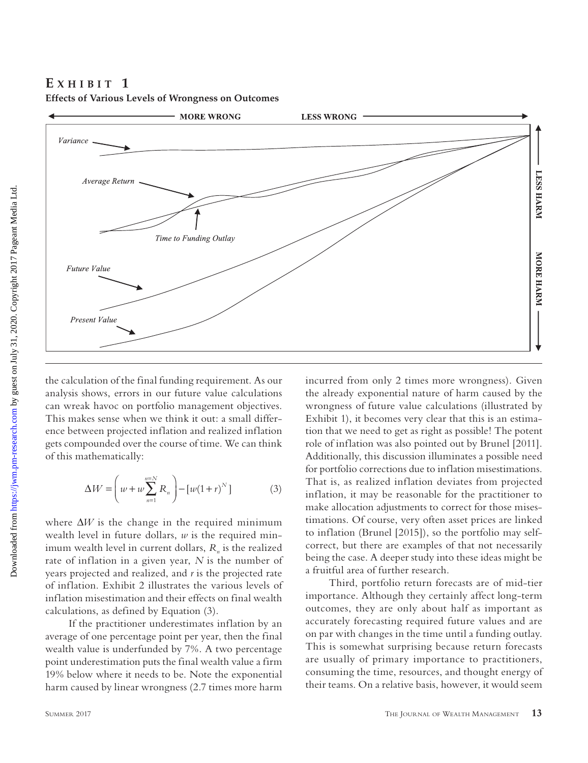# EXHIBIT 1

**Effects of Various Levels of Wrongness on Outcomes**

the calculation of the final funding requirement. As our analysis shows, errors in our future value calculations can wreak havoc on portfolio management objectives. This makes sense when we think it out: a small difference between projected inflation and realized inflation gets compounded over the course of time. We can think of this mathematically:

$$\Delta W = \left( w + w\sum_{n=1}^{n=N} R_n \right) - [w(1+r)^N] \tag{3}$$

where $\Delta W$ is the change in the required minimum wealth level in future dollars, $w$ is the required minimum wealth level in current dollars, $R_n$ is the realized rate of inflation in a given year, $N$ is the number of years projected and realized, and $r$ is the projected rate of inflation. Exhibit 2 illustrates the various levels of inflation misestimation and their effects on final wealth calculations, as defined by Equation (3).

If the practitioner underestimates inflation by an average of one percentage point per year, then the final wealth value is underfunded by 7%. A two percentage point underestimation puts the final wealth value a firm 19% below where it needs to be. Note the exponential harm caused by linear wrongness (2.7 times more harm incurred from only 2 times more wrongness). Given the already exponential nature of harm caused by the wrongness of future value calculations (illustrated by Exhibit 1), it becomes very clear that this is an estimation that we need to get as right as possible! The potent role of inflation was also pointed out by Brunel [2011]. Additionally, this discussion illuminates a possible need for portfolio corrections due to inflation misestimations. That is, as realized inflation deviates from projected inflation, it may be reasonable for the practitioner to make allocation adjustments to correct for those misestimations. Of course, very often asset prices are linked to inflation (Brunel [2015]), so the portfolio may self-correct, but there are examples of that not necessarily being the case. A deeper study into these ideas might be a fruitful area of further research.

Third, portfolio return forecasts are of mid-tier importance. Although they certainly affect long-term outcomes, they are only about half as important as accurately forecasting required future values and are on par with changes in the time until a funding outlay. This is somewhat surprising because return forecasts are usually of primary importance to practitioners, consuming the time, resources, and thought energy of their teams. On a relative basis, however, it would seem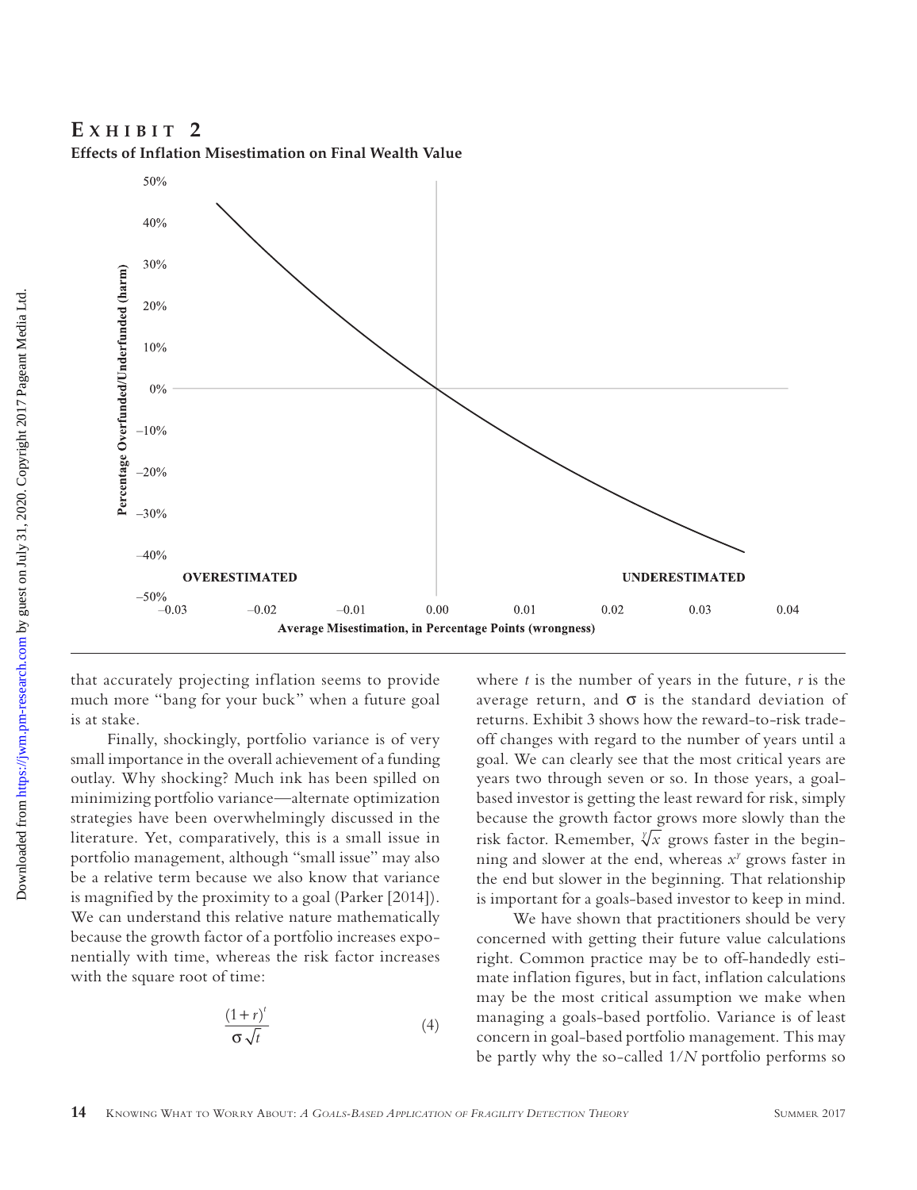## Exhibit 2

**Effects of Inflation Misestimation on Final Wealth Value**

that accurately projecting inflation seems to provide much more "bang for your buck" when a future goal is at stake.

Finally, shockingly, portfolio variance is of very small importance in the overall achievement of a funding outlay. Why shocking? Much ink has been spilled on minimizing portfolio variance—alternate optimization strategies have been overwhelmingly discussed in the literature. Yet, comparatively, this is a small issue in portfolio management, although "small issue" may also be a relative term because we also know that variance is magnified by the proximity to a goal (Parker [2014]). We can understand this relative nature mathematically because the growth factor of a portfolio increases exponentially with time, whereas the risk factor increases with the square root of time:

$$\frac{(1+r)^t}{\sigma\sqrt{t}} \tag{4}$$

where $t$ is the number of years in the future, $r$ is the average return, and $\sigma$ is the standard deviation of returns. Exhibit 3 shows how the reward-to-risk tradeoff changes with regard to the number of years until a goal. We can clearly see that the most critical years are years two through seven or so. In those years, a goal-based investor is getting the least reward for risk, simply because the growth factor grows more slowly than the risk factor. Remember, $\sqrt[y]{x}$ grows faster in the beginning and slower at the end, whereas $x^y$ grows faster in the end but slower in the beginning. That relationship is important for a goals-based investor to keep in mind.

We have shown that practitioners should be very concerned with getting their future value calculations right. Common practice may be to off-handedly estimate inflation figures, but in fact, inflation calculations may be the most critical assumption we make when managing a goals-based portfolio. Variance is of least concern in goal-based portfolio management. This may be partly why the so-called $1/N$ portfolio performs so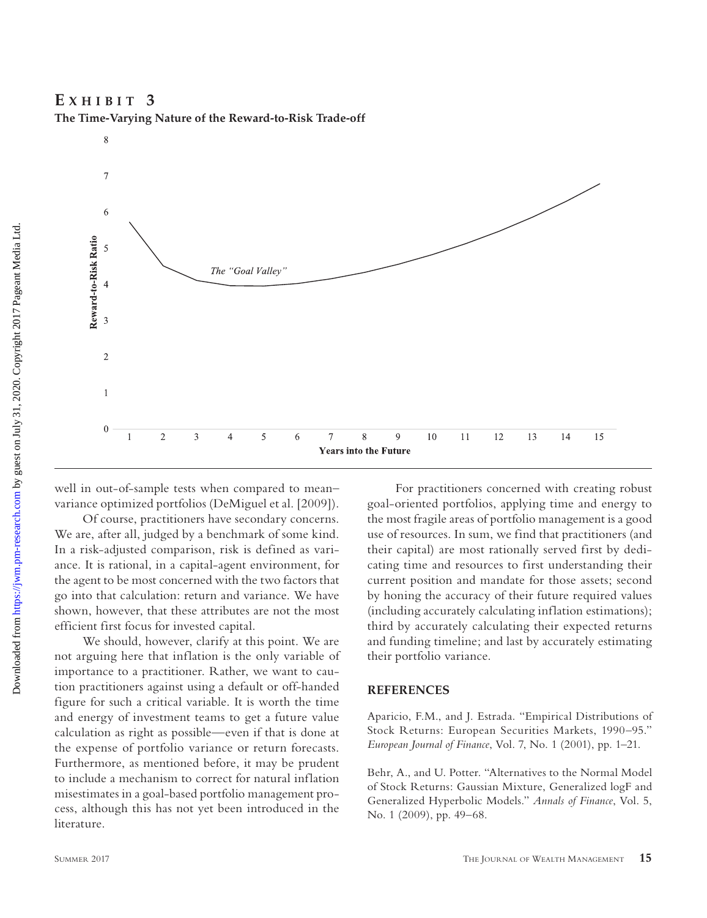## EXHIBIT 3

**The Time-Varying Nature of the Reward-to-Risk Trade-off**

well in out-of-sample tests when compared to mean–variance optimized portfolios (DeMiguel et al. [2009]).

Of course, practitioners have secondary concerns. We are, after all, judged by a benchmark of some kind. In a risk-adjusted comparison, risk is defined as variance. It is rational, in a capital-agent environment, for the agent to be most concerned with the two factors that go into that calculation: return and variance. We have shown, however, that these attributes are not the most efficient first focus for invested capital.

We should, however, clarify at this point. We are not arguing here that inflation is the only variable of importance to a practitioner. Rather, we want to caution practitioners against using a default or off-handed figure for such a critical variable. It is worth the time and energy of investment teams to get a future value calculation as right as possible—even if that is done at the expense of portfolio variance or return forecasts. Furthermore, as mentioned before, it may be prudent to include a mechanism to correct for natural inflation misestimates in a goal-based portfolio management process, although this has not yet been introduced in the literature.

For practitioners concerned with creating robust goal-oriented portfolios, applying time and energy to the most fragile areas of portfolio management is a good use of resources. In sum, we find that practitioners (and their capital) are most rationally served first by dedicating time and resources to first understanding their current position and mandate for those assets; second by honing the accuracy of their future required values (including accurately calculating inflation estimations); third by accurately calculating their expected returns and funding timeline; and last by accurately estimating their portfolio variance.

## REFERENCES

Aparicio, F.M., and J. Estrada. "Empirical Distributions of Stock Returns: European Securities Markets, 1990–95." *European Journal of Finance*, Vol. 7, No. 1 (2001), pp. 1–21.

Behr, A., and U. Potter. "Alternatives to the Normal Model of Stock Returns: Gaussian Mixture, Generalized logF and Generalized Hyperbolic Models." *Annals of Finance*, Vol. 5, No. 1 (2009), pp. 49–68.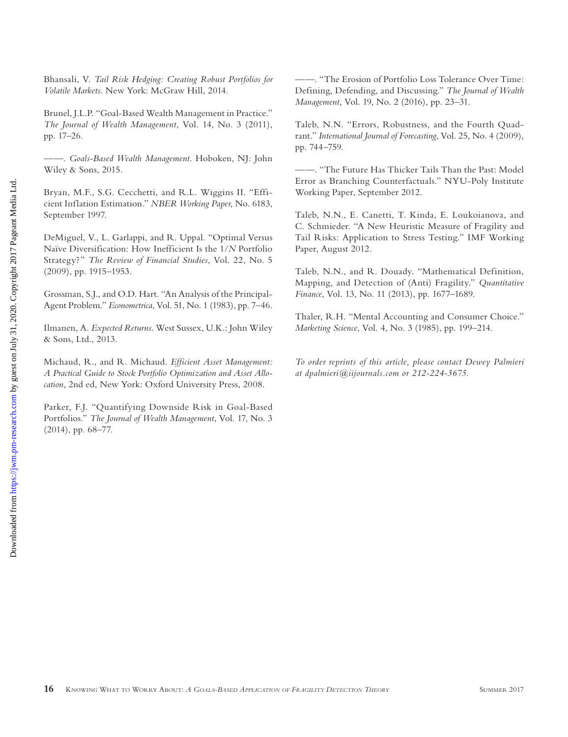Bhansali, V. *Tail Risk Hedging: Creating Robust Portfolios for Volatile Markets*. New York: McGraw Hill, 2014.

Brunel, J.L.P. "Goal-Based Wealth Management in Practice." *The Journal of Wealth Management*, Vol. 14, No. 3 (2011), pp. 17–26.

——. *Goals-Based Wealth Management*. Hoboken, NJ: John Wiley & Sons, 2015.

Bryan, M.F., S.G. Cecchetti, and R.L. Wiggins II. "Efficient Inflation Estimation." *NBER Working Paper*, No. 6183, September 1997.

DeMiguel, V., L. Garlappi, and R. Uppal. "Optimal Versus Naïve Diversification: How Inefficient Is the 1/*N* Portfolio Strategy?" *The Review of Financial Studies*, Vol. 22, No. 5 (2009), pp. 1915–1953.

Grossman, S.J., and O.D. Hart. "An Analysis of the Principal-Agent Problem." *Econometrica*, Vol. 51, No. 1 (1983), pp. 7–46.

Ilmanen, A. *Expected Returns*. West Sussex, U.K.: John Wiley & Sons, Ltd., 2013.

Michaud, R., and R. Michaud. *Efficient Asset Management: A Practical Guide to Stock Portfolio Optimization and Asset Allocation*, 2nd ed, New York: Oxford University Press, 2008.

Parker, F.J. "Quantifying Downside Risk in Goal-Based Portfolios." *The Journal of Wealth Management*, Vol. 17, No. 3 (2014), pp. 68–77.

——. "The Erosion of Portfolio Loss Tolerance Over Time: Defining, Defending, and Discussing." *The Journal of Wealth Management*, Vol. 19, No. 2 (2016), pp. 23–31.

Taleb, N.N. "Errors, Robustness, and the Fourth Quadrant." *International Journal of Forecasting*, Vol. 25, No. 4 (2009), pp. 744–759.

——. "The Future Has Thicker Tails Than the Past: Model Error as Branching Counterfactuals." NYU-Poly Institute Working Paper, September 2012.

Taleb, N.N., E. Canetti, T. Kinda, E. Loukoianova, and C. Schmieder. "A New Heuristic Measure of Fragility and Tail Risks: Application to Stress Testing." IMF Working Paper, August 2012.

Taleb, N.N., and R. Douady. "Mathematical Definition, Mapping, and Detection of (Anti) Fragility." *Quantitative Finance*, Vol. 13, No. 11 (2013), pp. 1677–1689.

Thaler, R.H. "Mental Accounting and Consumer Choice." *Marketing Science*, Vol. 4, No. 3 (1985), pp. 199–214.

*To order reprints of this article, please contact Dewey Palmieri at dpalmieri@iijournals.com or 212-224-3675.*